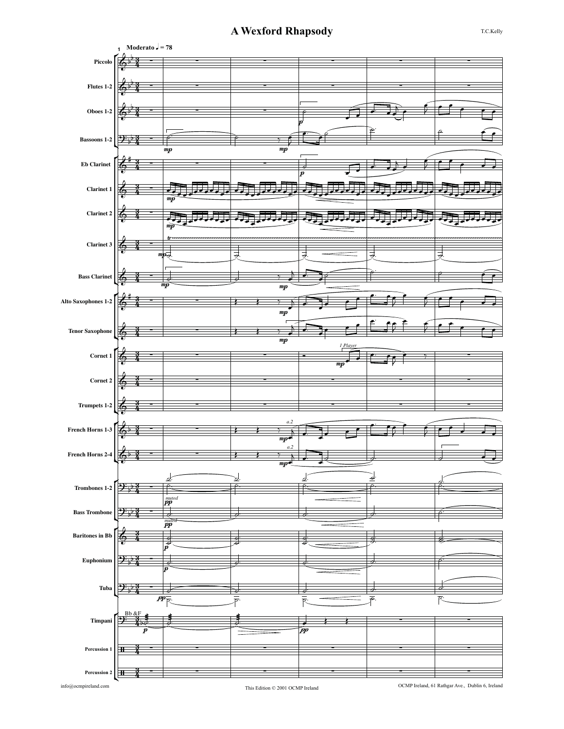# A Wexford Rhapsody

T.C.Kelly

Moderato ♩ = 78

Piccolo
Flutes 1-2
Oboes 1-2
Bassoons 1-2
Eb Clarinet
Clarinet 1
Clarinet 2
Clarinet 3
Bass Clarinet
Alto Saxophones 1-2
Tenor Saxophone
Cornet 1
Cornet 2
Trumpets 1-2
French Horns 1-3
French Horns 2-4
Trombones 1-2
Bass Trombone
Baritones in Bb
Euphonium
Tuba
Timpani
Percussion 1
Percussion 2

info@ocmpireland.com

This Edition © 2001 OCMP Ireland

OCMP Ireland, 61 Rathgar Ave., Dublin 6, Ireland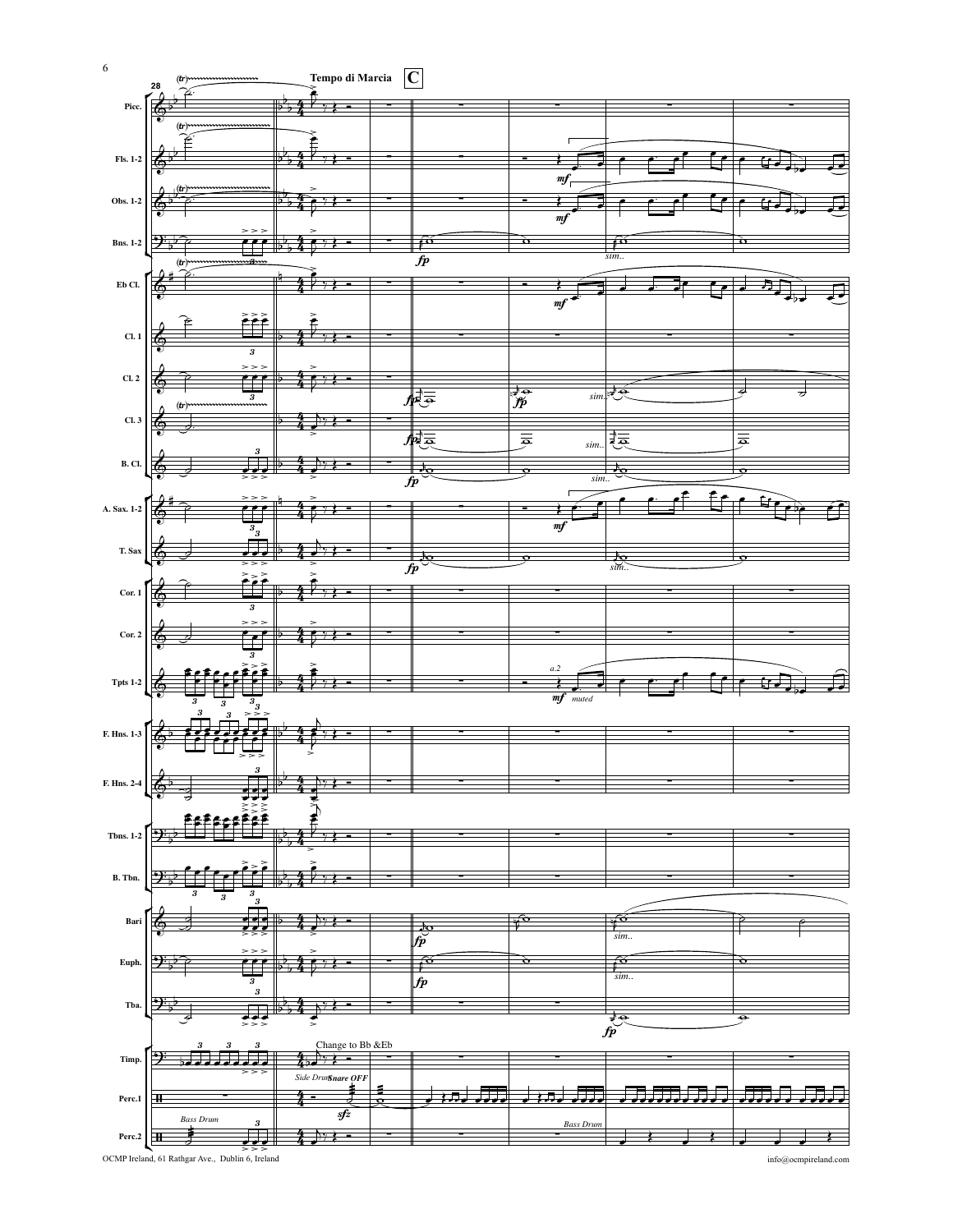**Tempo di Marcia** **C**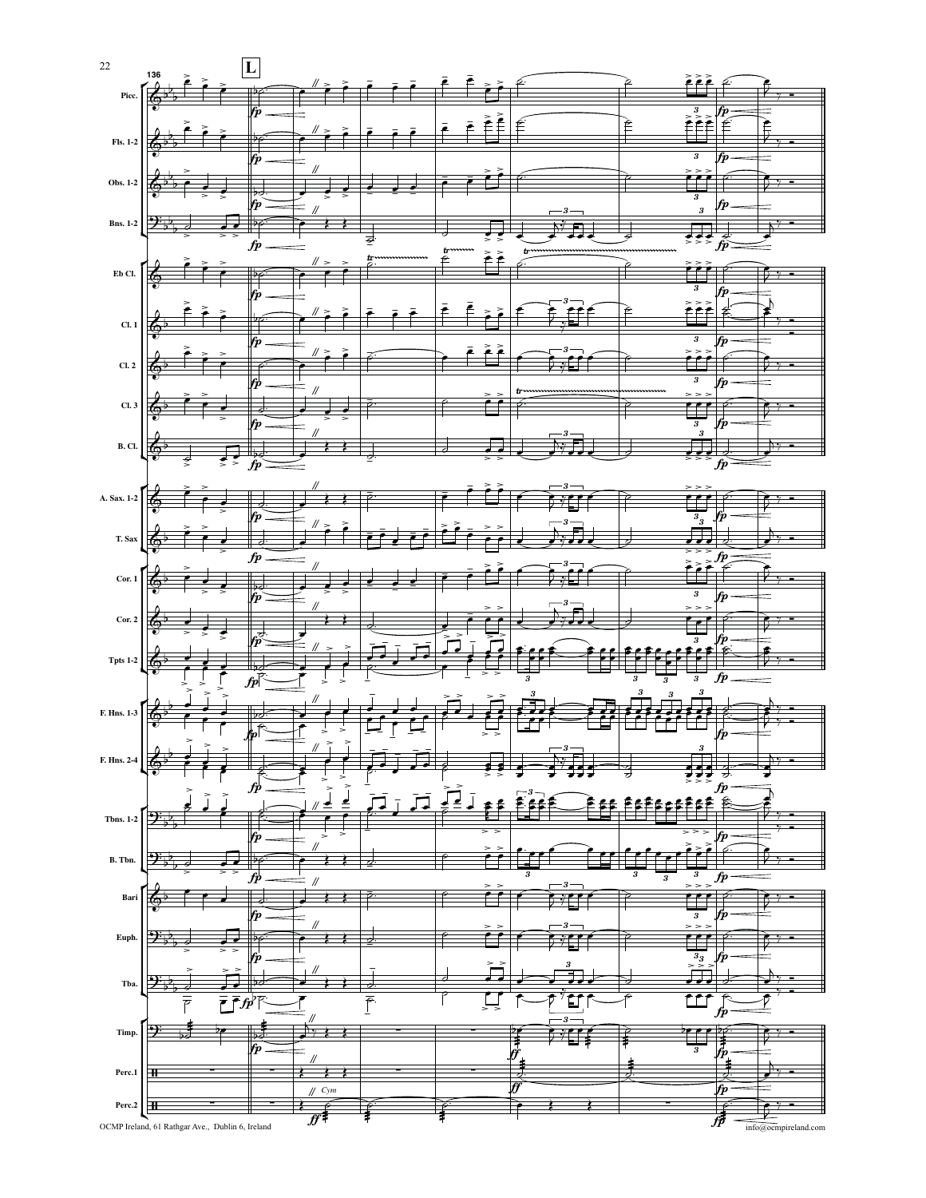136

L

Picc.

Fls. 1-2

Obs. 1-2

Bns. 1-2

Eb Cl.

Cl. 1

Cl. 2

Cl. 3

B. Cl.

A. Sax. 1-2

T. Sax

Cor. 1

Cor. 2

Tpts 1-2

F. Hns. 1-3

F. Hns. 2-4

Tbns. 1-2

B. Tbn.

Bari

Euph.

Tba.

Timp.

Perc.1

Perc.2

Cym

OCMP Ireland, 61 Rathgar Ave., Dublin 6, Ireland

info@ocmpireland.com